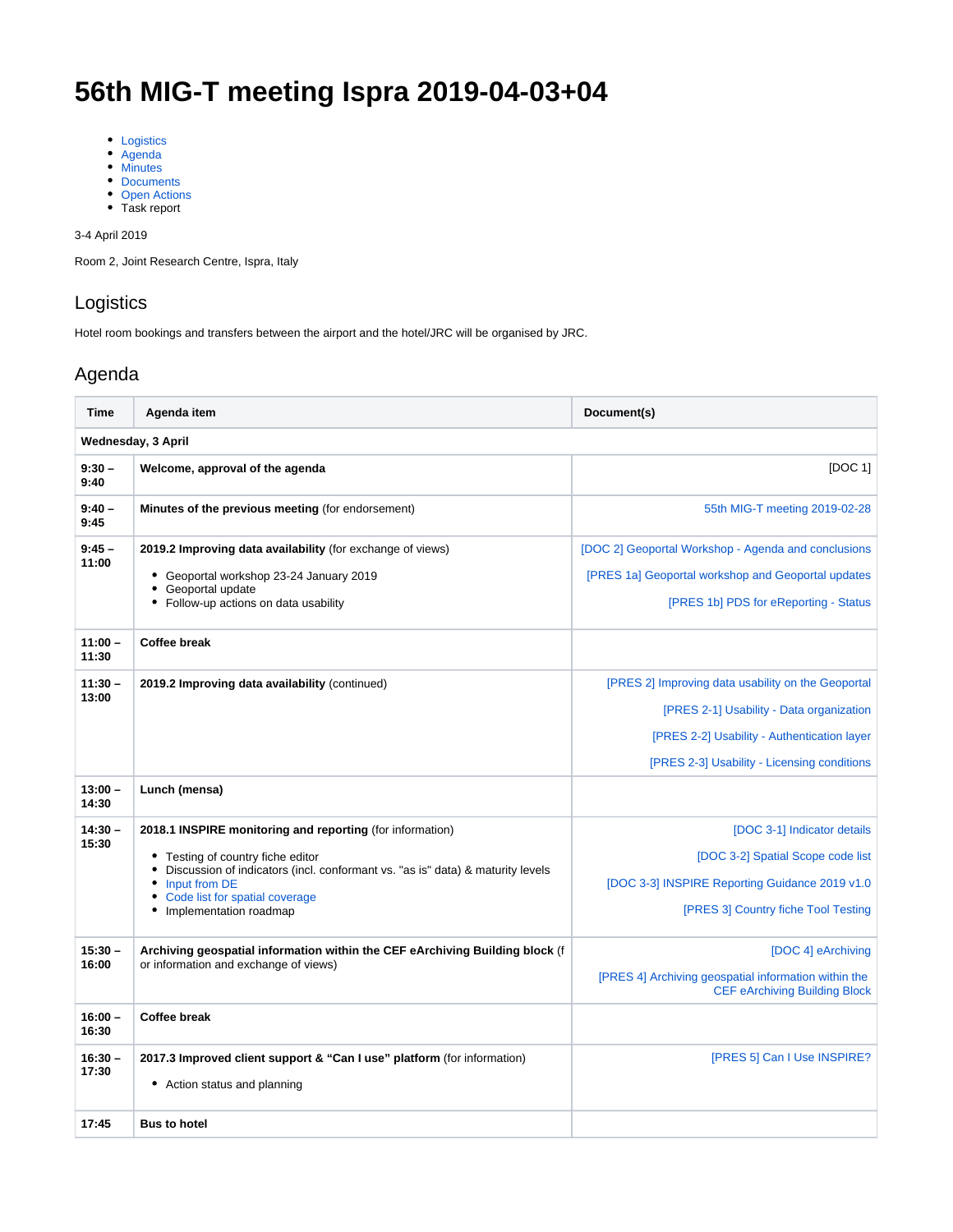# 56th MIG-T meeting Ispra 2019-04-03+04

- Logistics
- Agenda
- Minutes
- Documents
- Open Actions
- Task report

3-4 April 2019

Room 2, Joint Research Centre, Ispra, Italy

## Logistics

Hotel room bookings and transfers between the airport and the hotel/JRC will be organised by JRC.

## Agenda

| Time | Agenda item | Document(s) |
|---|---|---|
| **Wednesday, 3 April** | | |
| **9:30 – 9:40** | **Welcome, approval of the agenda** | [DOC 1] |
| **9:40 – 9:45** | **Minutes of the previous meeting** (for endorsement) | 55th MIG-T meeting 2019-02-28 |
| **9:45 – 11:00** | **2019.2 Improving data availability** (for exchange of views)<br>• Geoportal workshop 23-24 January 2019<br>• Geoportal update<br>• Follow-up actions on data usability | [DOC 2] Geoportal Workshop - Agenda and conclusions<br>[PRES 1a] Geoportal workshop and Geoportal updates<br>[PRES 1b] PDS for eReporting - Status |
| **11:00 – 11:30** | **Coffee break** | |
| **11:30 – 13:00** | **2019.2 Improving data availability** (continued) | [PRES 2] Improving data usability on the Geoportal<br>[PRES 2-1] Usability - Data organization<br>[PRES 2-2] Usability - Authentication layer<br>[PRES 2-3] Usability - Licensing conditions |
| **13:00 – 14:30** | **Lunch (mensa)** | |
| **14:30 – 15:30** | **2018.1 INSPIRE monitoring and reporting** (for information)<br>• Testing of country fiche editor<br>• Discussion of indicators (incl. conformant vs. "as is" data) & maturity levels<br>• Input from DE<br>• Code list for spatial coverage<br>• Implementation roadmap | [DOC 3-1] Indicator details<br>[DOC 3-2] Spatial Scope code list<br>[DOC 3-3] INSPIRE Reporting Guidance 2019 v1.0<br>[PRES 3] Country fiche Tool Testing |
| **15:30 – 16:00** | **Archiving geospatial information within the CEF eArchiving Building block** (for information and exchange of views) | [DOC 4] eArchiving<br>[PRES 4] Archiving geospatial information within the CEF eArchiving Building Block |
| **16:00 – 16:30** | **Coffee break** | |
| **16:30 – 17:30** | **2017.3 Improved client support & "Can I use" platform** (for information)<br>• Action status and planning | [PRES 5] Can I Use INSPIRE? |
| **17:45** | **Bus to hotel** | |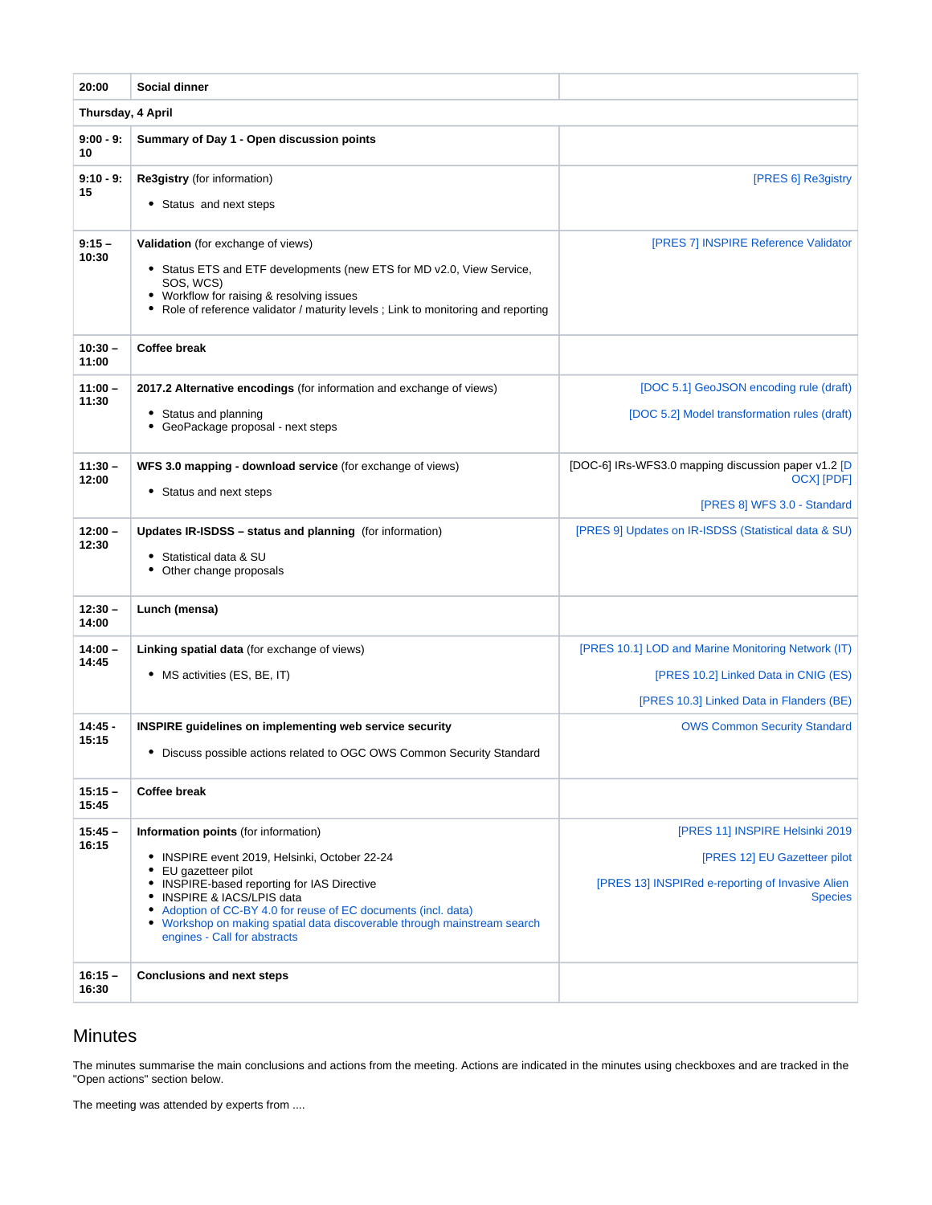| | | |
|---|---|---|
| **20:00** | **Social dinner** | |
| **Thursday, 4 April** | | |
| **9:00 - 9:10** | **Summary of Day 1 - Open discussion points** | |
| **9:10 - 9:15** | **Re3gistry** (for information)<br>• Status and next steps | [PRES 6] Re3gistry |
| **9:15 – 10:30** | **Validation** (for exchange of views)<br>• Status ETS and ETF developments (new ETS for MD v2.0, View Service, SOS, WCS)<br>• Workflow for raising & resolving issues<br>• Role of reference validator / maturity levels ; Link to monitoring and reporting | [PRES 7] INSPIRE Reference Validator |
| **10:30 – 11:00** | **Coffee break** | |
| **11:00 – 11:30** | **2017.2 Alternative encodings** (for information and exchange of views)<br>• Status and planning<br>• GeoPackage proposal - next steps | [DOC 5.1] GeoJSON encoding rule (draft)<br>[DOC 5.2] Model transformation rules (draft) |
| **11:30 – 12:00** | **WFS 3.0 mapping - download service** (for exchange of views)<br>• Status and next steps | [DOC-6] IRs-WFS3.0 mapping discussion paper v1.2 [DOCX] [PDF]<br>[PRES 8] WFS 3.0 - Standard |
| **12:00 – 12:30** | **Updates IR-ISDSS – status and planning** (for information)<br>• Statistical data & SU<br>• Other change proposals | [PRES 9] Updates on IR-ISDSS (Statistical data & SU) |
| **12:30 – 14:00** | **Lunch (mensa)** | |
| **14:00 – 14:45** | **Linking spatial data** (for exchange of views)<br>• MS activities (ES, BE, IT) | [PRES 10.1] LOD and Marine Monitoring Network (IT)<br>[PRES 10.2] Linked Data in CNIG (ES)<br>[PRES 10.3] Linked Data in Flanders (BE) |
| **14:45 - 15:15** | **INSPIRE guidelines on implementing web service security**<br>• Discuss possible actions related to OGC OWS Common Security Standard | OWS Common Security Standard |
| **15:15 – 15:45** | **Coffee break** | |
| **15:45 – 16:15** | **Information points** (for information)<br>• INSPIRE event 2019, Helsinki, October 22-24<br>• EU gazetteer pilot<br>• INSPIRE-based reporting for IAS Directive<br>• INSPIRE & IACS/LPIS data<br>• Adoption of CC-BY 4.0 for reuse of EC documents (incl. data)<br>• Workshop on making spatial data discoverable through mainstream search engines - Call for abstracts | [PRES 11] INSPIRE Helsinki 2019<br>[PRES 12] EU Gazetteer pilot<br>[PRES 13] INSPIRed e-reporting of Invasive Alien Species |
| **16:15 – 16:30** | **Conclusions and next steps** | |

## Minutes

The minutes summarise the main conclusions and actions from the meeting. Actions are indicated in the minutes using checkboxes and are tracked in the "Open actions" section below.

The meeting was attended by experts from ....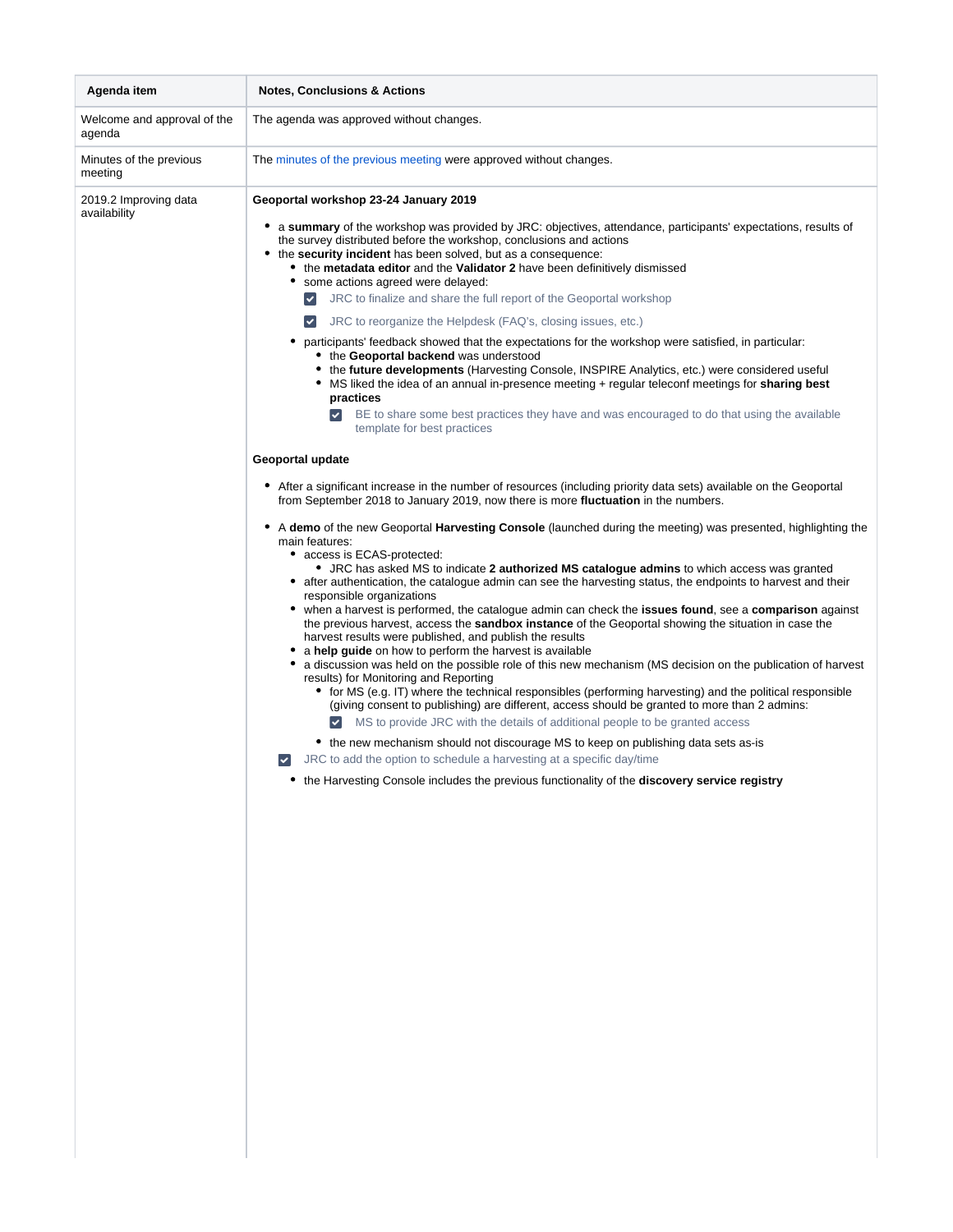| Agenda item | Notes, Conclusions & Actions |
|---|---|
| Welcome and approval of the agenda | The agenda was approved without changes. |
| Minutes of the previous meeting | The minutes of the previous meeting were approved without changes. |
| 2019.2 Improving data availability | **Geoportal workshop 23-24 January 2019**<br><br>• a **summary** of the workshop was provided by JRC: objectives, attendance, participants' expectations, results of the survey distributed before the workshop, conclusions and actions<br>• the **security incident** has been solved, but as a consequence:<br>  ◦ the **metadata editor** and the **Validator 2** have been definitively dismissed<br>  ◦ some actions agreed were delayed:<br>    ☑ JRC to finalize and share the full report of the Geoportal workshop<br>    ☑ JRC to reorganize the Helpdesk (FAQ's, closing issues, etc.)<br>  ◦ participants' feedback showed that the expectations for the workshop were satisfied, in particular:<br>    ▪ the **Geoportal backend** was understood<br>    ▪ the **future developments** (Harvesting Console, INSPIRE Analytics, etc.) were considered useful<br>    ▪ MS liked the idea of an annual in-presence meeting + regular teleconf meetings for **sharing best practices**<br>      ☑ BE to share some best practices they have and was encouraged to do that using the available template for best practices<br><br>**Geoportal update**<br><br>• After a significant increase in the number of resources (including priority data sets) available on the Geoportal from September 2018 to January 2019, now there is more **fluctuation** in the numbers.<br>• A **demo** of the new Geoportal **Harvesting Console** (launched during the meeting) was presented, highlighting the main features:<br>  ◦ access is ECAS-protected:<br>    ▪ JRC has asked MS to indicate **2 authorized MS catalogue admins** to which access was granted<br>  ◦ after authentication, the catalogue admin can see the harvesting status, the endpoints to harvest and their responsible organizations<br>  ◦ when a harvest is performed, the catalogue admin can check the **issues found**, see a **comparison** against the previous harvest, access the **sandbox instance** of the Geoportal showing the situation in case the harvest results were published, and publish the results<br>  ◦ a **help guide** on how to perform the harvest is available<br>  ◦ a discussion was held on the possible role of this new mechanism (MS decision on the publication of harvest results) for Monitoring and Reporting<br>    ▪ for MS (e.g. IT) where the technical responsibles (performing harvesting) and the political responsible (giving consent to publishing) are different, access should be granted to more than 2 admins:<br>      ☑ MS to provide JRC with the details of additional people to be granted access<br>    ▪ the new mechanism should not discourage MS to keep on publishing data sets as-is<br>  ☑ JRC to add the option to schedule a harvesting at a specific day/time<br>  ◦ the Harvesting Console includes the previous functionality of the **discovery service registry** |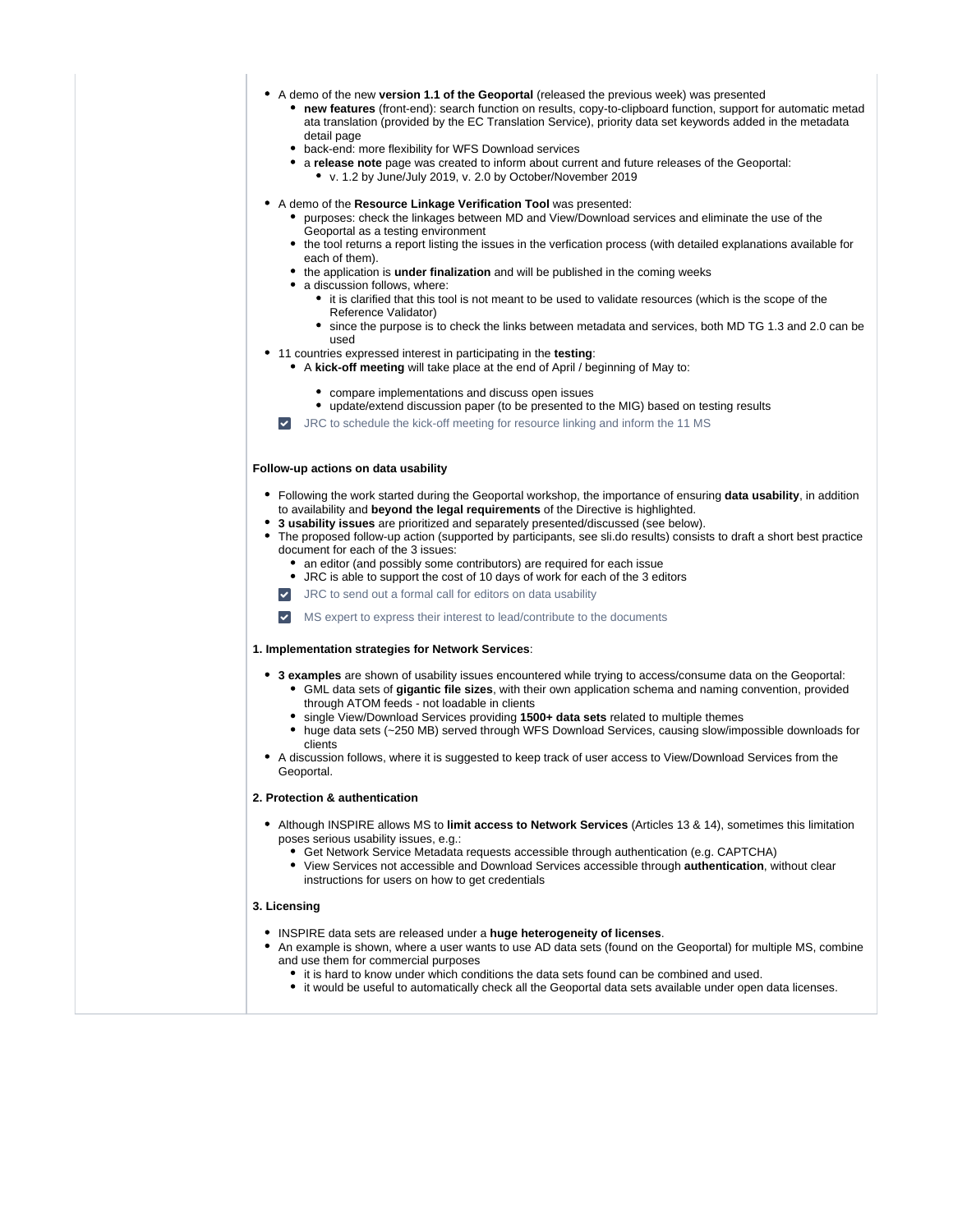- A demo of the new **version 1.1 of the Geoportal** (released the previous week) was presented
  - **new features** (front-end): search function on results, copy-to-clipboard function, support for automatic metadata translation (provided by the EC Translation Service), priority data set keywords added in the metadata detail page
  - back-end: more flexibility for WFS Download services
  - a **release note** page was created to inform about current and future releases of the Geoportal:
    - v. 1.2 by June/July 2019, v. 2.0 by October/November 2019

- A demo of the **Resource Linkage Verification Tool** was presented:
  - purposes: check the linkages between MD and View/Download services and eliminate the use of the Geoportal as a testing environment
  - the tool returns a report listing the issues in the verfication process (with detailed explanations available for each of them).
  - the application is **under finalization** and will be published in the coming weeks
  - a discussion follows, where:
    - it is clarified that this tool is not meant to be used to validate resources (which is the scope of the Reference Validator)
    - since the purpose is to check the links between metadata and services, both MD TG 1.3 and 2.0 can be used
- 11 countries expressed interest in participating in the **testing**:
  - A **kick-off meeting** will take place at the end of April / beginning of May to:
    - compare implementations and discuss open issues
    - update/extend discussion paper (to be presented to the MIG) based on testing results

- [x] JRC to schedule the kick-off meeting for resource linking and inform the 11 MS

**Follow-up actions on data usability**

- Following the work started during the Geoportal workshop, the importance of ensuring **data usability**, in addition to availability and **beyond the legal requirements** of the Directive is highlighted.
- **3 usability issues** are prioritized and separately presented/discussed (see below).
- The proposed follow-up action (supported by participants, see sli.do results) consists to draft a short best practice document for each of the 3 issues:
  - an editor (and possibly some contributors) are required for each issue
  - JRC is able to support the cost of 10 days of work for each of the 3 editors

- [x] JRC to send out a formal call for editors on data usability
- [x] MS expert to express their interest to lead/contribute to the documents

**1. Implementation strategies for Network Services**:

- **3 examples** are shown of usability issues encountered while trying to access/consume data on the Geoportal:
  - GML data sets of **gigantic file sizes**, with their own application schema and naming convention, provided through ATOM feeds - not loadable in clients
  - single View/Download Services providing **1500+ data sets** related to multiple themes
  - huge data sets (~250 MB) served through WFS Download Services, causing slow/impossible downloads for clients
- A discussion follows, where it is suggested to keep track of user access to View/Download Services from the Geoportal.

**2. Protection & authentication**

- Although INSPIRE allows MS to **limit access to Network Services** (Articles 13 & 14), sometimes this limitation poses serious usability issues, e.g.:
  - Get Network Service Metadata requests accessible through authentication (e.g. CAPTCHA)
  - View Services not accessible and Download Services accessible through **authentication**, without clear instructions for users on how to get credentials

**3. Licensing**

- INSPIRE data sets are released under a **huge heterogeneity of licenses**.
- An example is shown, where a user wants to use AD data sets (found on the Geoportal) for multiple MS, combine and use them for commercial purposes
  - it is hard to know under which conditions the data sets found can be combined and used.
  - it would be useful to automatically check all the Geoportal data sets available under open data licenses.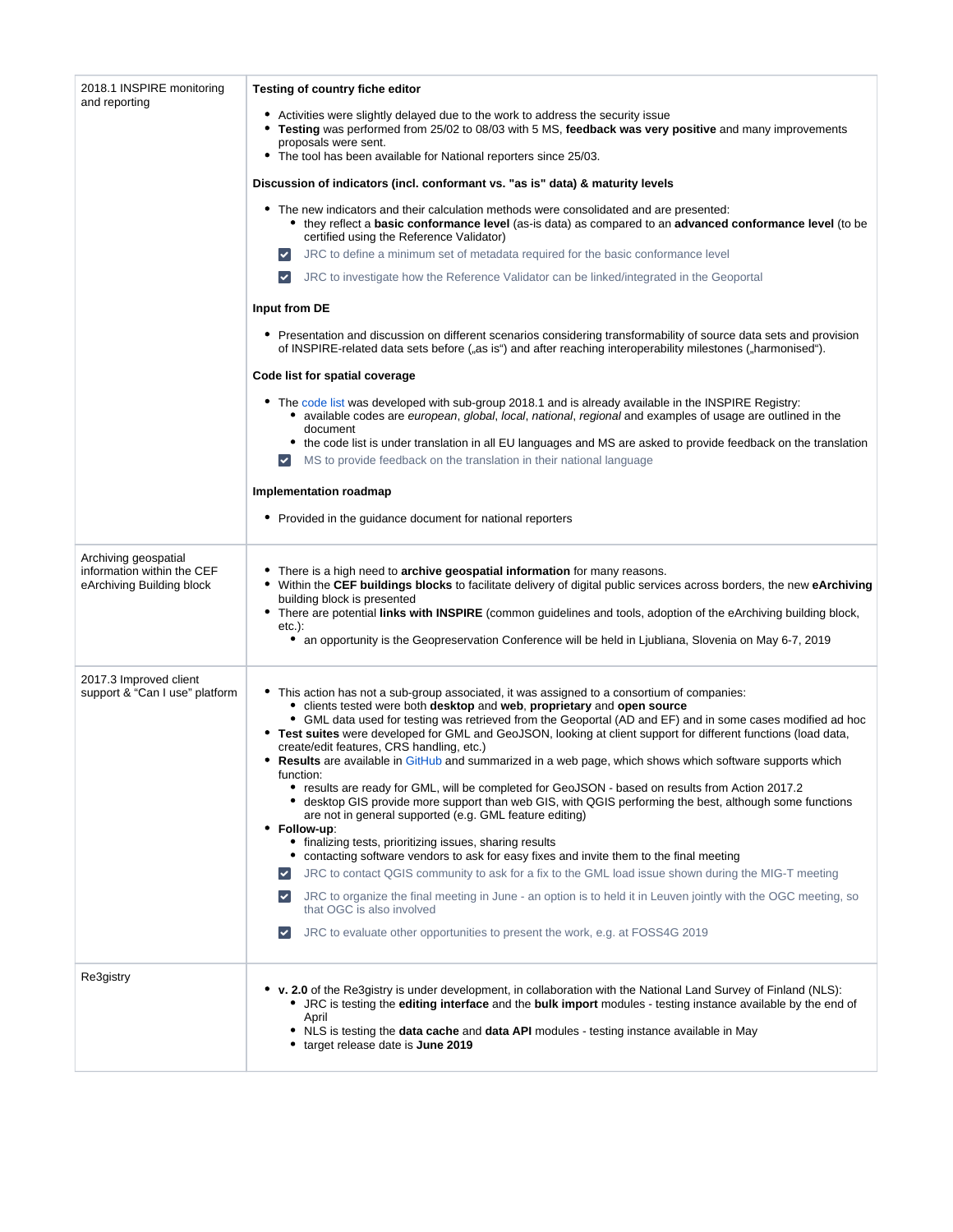| | |
|---|---|
| 2018.1 INSPIRE monitoring and reporting | **Testing of country fiche editor**<br><br>• Activities were slightly delayed due to the work to address the security issue<br>• **Testing** was performed from 25/02 to 08/03 with 5 MS, **feedback was very positive** and many improvements proposals were sent.<br>• The tool has been available for National reporters since 25/03.<br><br>**Discussion of indicators (incl. conformant vs. "as is" data) & maturity levels**<br><br>• The new indicators and their calculation methods were consolidated and are presented:<br>&nbsp;&nbsp;◦ they reflect a **basic conformance level** (as-is data) as compared to an **advanced conformance level** (to be certified using the Reference Validator)<br>☑ JRC to define a minimum set of metadata required for the basic conformance level<br>☑ JRC to investigate how the Reference Validator can be linked/integrated in the Geoportal<br><br>**Input from DE**<br><br>• Presentation and discussion on different scenarios considering transformability of source data sets and provision of INSPIRE-related data sets before („as is") and after reaching interoperability milestones („harmonised").<br><br>**Code list for spatial coverage**<br><br>• The code list was developed with sub-group 2018.1 and is already available in the INSPIRE Registry:<br>&nbsp;&nbsp;◦ available codes are *european*, *global*, *local*, *national*, *regional* and examples of usage are outlined in the document<br>&nbsp;&nbsp;◦ the code list is under translation in all EU languages and MS are asked to provide feedback on the translation<br>☑ MS to provide feedback on the translation in their national language<br><br>**Implementation roadmap**<br><br>• Provided in the guidance document for national reporters |
| Archiving geospatial information within the CEF eArchiving Building block | • There is a high need to **archive geospatial information** for many reasons.<br>• Within the **CEF buildings blocks** to facilitate delivery of digital public services across borders, the new **eArchiving** building block is presented<br>• There are potential **links with INSPIRE** (common guidelines and tools, adoption of the eArchiving building block, etc.):<br>&nbsp;&nbsp;◦ an opportunity is the Geopreservation Conference will be held in Ljubliana, Slovenia on May 6-7, 2019 |
| 2017.3 Improved client support & "Can I use" platform | • This action has not a sub-group associated, it was assigned to a consortium of companies:<br>&nbsp;&nbsp;◦ clients tested were both **desktop** and **web**, **proprietary** and **open source**<br>&nbsp;&nbsp;◦ GML data used for testing was retrieved from the Geoportal (AD and EF) and in some cases modified ad hoc<br>• **Test suites** were developed for GML and GeoJSON, looking at client support for different functions (load data, create/edit features, CRS handling, etc.)<br>• **Results** are available in GitHub and summarized in a web page, which shows which software supports which function:<br>&nbsp;&nbsp;◦ results are ready for GML, will be completed for GeoJSON - based on results from Action 2017.2<br>&nbsp;&nbsp;◦ desktop GIS provide more support than web GIS, with QGIS performing the best, although some functions are not in general supported (e.g. GML feature editing)<br>• **Follow-up**:<br>&nbsp;&nbsp;◦ finalizing tests, prioritizing issues, sharing results<br>&nbsp;&nbsp;◦ contacting software vendors to ask for easy fixes and invite them to the final meeting<br>☑ JRC to contact QGIS community to ask for a fix to the GML load issue shown during the MIG-T meeting<br>☑ JRC to organize the final meeting in June - an option is to held it in Leuven jointly with the OGC meeting, so that OGC is also involved<br>☑ JRC to evaluate other opportunities to present the work, e.g. at FOSS4G 2019 |
| Re3gistry | • **v. 2.0** of the Re3gistry is under development, in collaboration with the National Land Survey of Finland (NLS):<br>&nbsp;&nbsp;◦ JRC is testing the **editing interface** and the **bulk import** modules - testing instance available by the end of April<br>&nbsp;&nbsp;◦ NLS is testing the **data cache** and **data API** modules - testing instance available in May<br>&nbsp;&nbsp;◦ target release date is **June 2019** |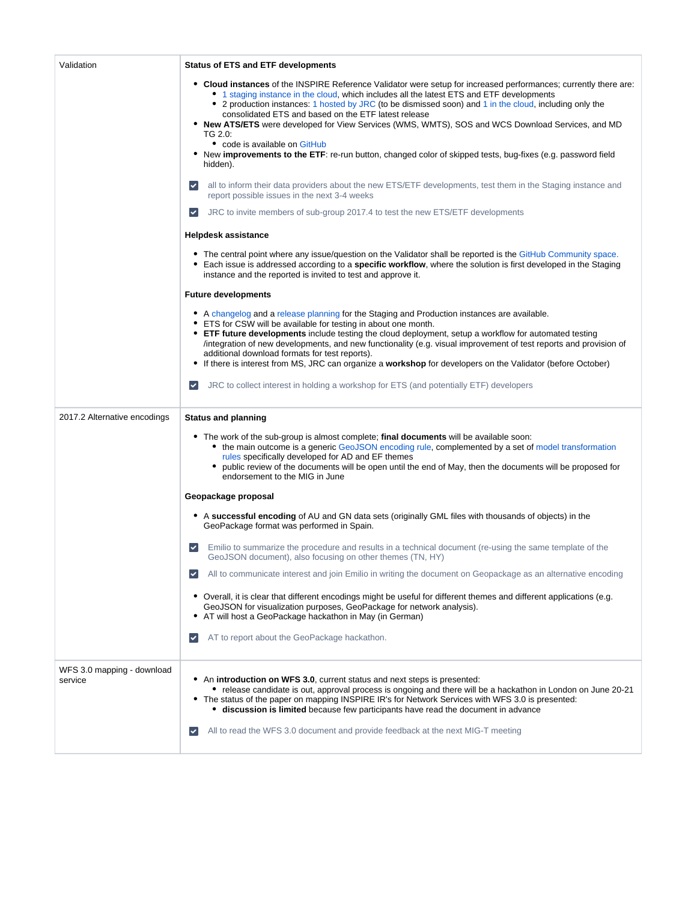| | |
|---|---|
| Validation | **Status of ETS and ETF developments**<br><br>- **Cloud instances** of the INSPIRE Reference Validator were setup for increased performances; currently there are:<br>  - 1 staging instance in the cloud, which includes all the latest ETS and ETF developments<br>  - 2 production instances: 1 hosted by JRC (to be dismissed soon) and 1 in the cloud, including only the consolidated ETS and based on the ETF latest release<br>- **New ATS/ETS** were developed for View Services (WMS, WMTS), SOS and WCS Download Services, and MD TG 2.0:<br>  - code is available on GitHub<br>- New **improvements to the ETF**: re-run button, changed color of skipped tests, bug-fixes (e.g. password field hidden).<br><br>☑ all to inform their data providers about the new ETS/ETF developments, test them in the Staging instance and report possible issues in the next 3-4 weeks<br><br>☑ JRC to invite members of sub-group 2017.4 to test the new ETS/ETF developments<br><br>**Helpdesk assistance**<br><br>- The central point where any issue/question on the Validator shall be reported is the GitHub Community space.<br>- Each issue is addressed according to a **specific workflow**, where the solution is first developed in the Staging instance and the reported is invited to test and approve it.<br><br>**Future developments**<br><br>- A changelog and a release planning for the Staging and Production instances are available.<br>- ETS for CSW will be available for testing in about one month.<br>- **ETF future developments** include testing the cloud deployment, setup a workflow for automated testing /integration of new developments, and new functionality (e.g. visual improvement of test reports and provision of additional download formats for test reports).<br>- If there is interest from MS, JRC can organize a **workshop** for developers on the Validator (before October)<br><br>☑ JRC to collect interest in holding a workshop for ETS (and potentially ETF) developers |
| 2017.2 Alternative encodings | **Status and planning**<br><br>- The work of the sub-group is almost complete; **final documents** will be available soon:<br>  - the main outcome is a generic GeoJSON encoding rule, complemented by a set of model transformation rules specifically developed for AD and EF themes<br>  - public review of the documents will be open until the end of May, then the documents will be proposed for endorsement to the MIG in June<br><br>**Geopackage proposal**<br><br>- A **successful encoding** of AU and GN data sets (originally GML files with thousands of objects) in the GeoPackage format was performed in Spain.<br><br>☑ Emilio to summarize the procedure and results in a technical document (re-using the same template of the GeoJSON document), also focusing on other themes (TN, HY)<br><br>☑ All to communicate interest and join Emilio in writing the document on Geopackage as an alternative encoding<br><br>- Overall, it is clear that different encodings might be useful for different themes and different applications (e.g. GeoJSON for visualization purposes, GeoPackage for network analysis).<br>- AT will host a GeoPackage hackathon in May (in German)<br><br>☑ AT to report about the GeoPackage hackathon. |
| WFS 3.0 mapping - download service | - An **introduction on WFS 3.0**, current status and next steps is presented:<br>  - release candidate is out, approval process is ongoing and there will be a hackathon in London on June 20-21<br>- The status of the paper on mapping INSPIRE IR's for Network Services with WFS 3.0 is presented:<br>  - **discussion is limited** because few participants have read the document in advance<br><br>☑ All to read the WFS 3.0 document and provide feedback at the next MIG-T meeting |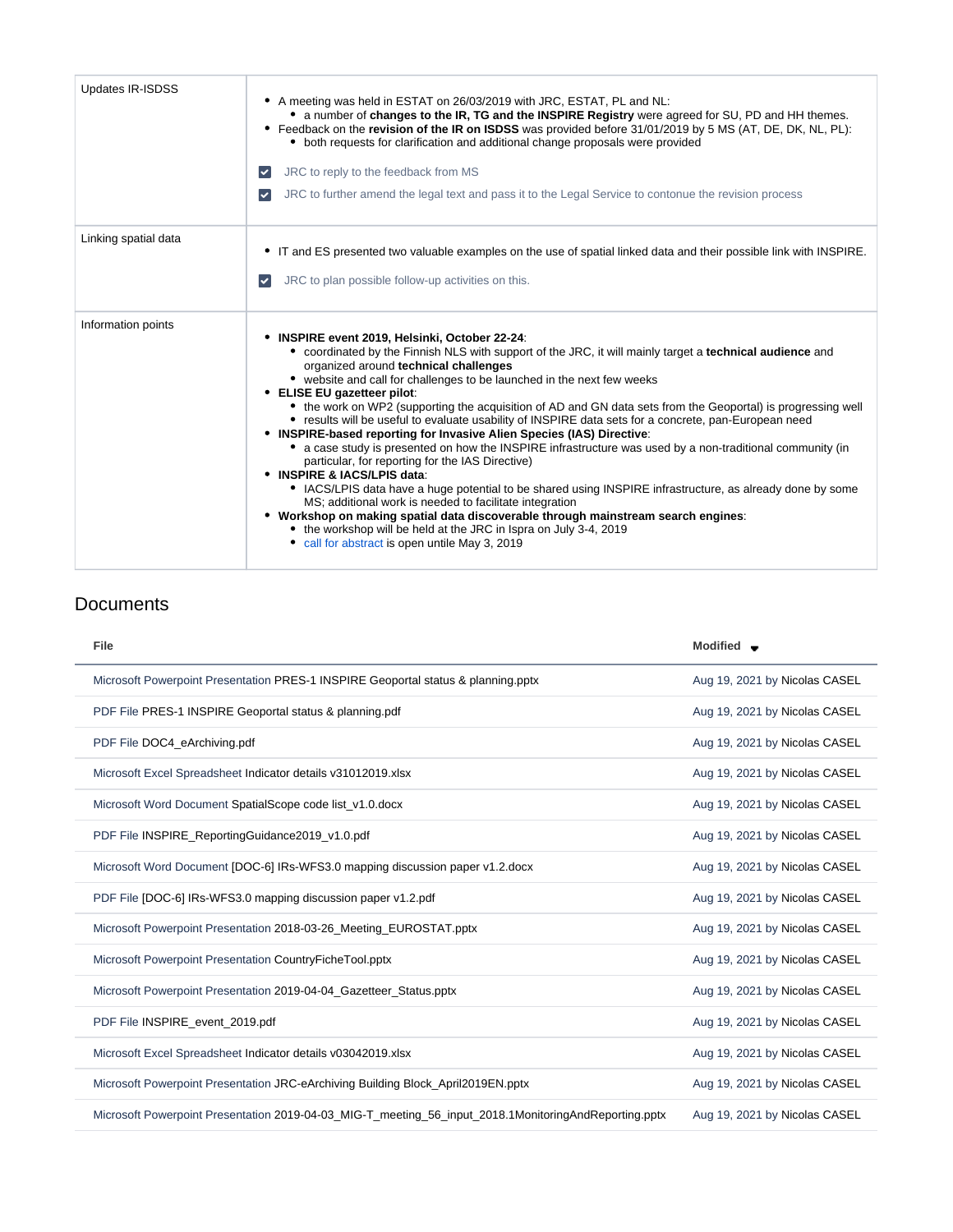| | |
|---|---|
| Updates IR-ISDSS | • A meeting was held in ESTAT on 26/03/2019 with JRC, ESTAT, PL and NL:<br>  ◦ a number of **changes to the IR, TG and the INSPIRE Registry** were agreed for SU, PD and HH themes.<br>• Feedback on the **revision of the IR on ISDSS** was provided before 31/01/2019 by 5 MS (AT, DE, DK, NL, PL):<br>  ◦ both requests for clarification and additional change proposals were provided<br><br>☑ JRC to reply to the feedback from MS<br><br>☑ JRC to further amend the legal text and pass it to the Legal Service to contonue the revision process |
| Linking spatial data | • IT and ES presented two valuable examples on the use of spatial linked data and their possible link with INSPIRE.<br><br>☑ JRC to plan possible follow-up activities on this. |
| Information points | • **INSPIRE event 2019, Helsinki, October 22-24**:<br>  ◦ coordinated by the Finnish NLS with support of the JRC, it will mainly target a **technical audience** and organized around **technical challenges**<br>  ◦ website and call for challenges to be launched in the next few weeks<br>• **ELISE EU gazetteer pilot**:<br>  ◦ the work on WP2 (supporting the acquisition of AD and GN data sets from the Geoportal) is progressing well<br>  ◦ results will be useful to evaluate usability of INSPIRE data sets for a concrete, pan-European need<br>• **INSPIRE-based reporting for Invasive Alien Species (IAS) Directive**:<br>  ◦ a case study is presented on how the INSPIRE infrastructure was used by a non-traditional community (in particular, for reporting for the IAS Directive)<br>• **INSPIRE & IACS/LPIS data**:<br>  ◦ IACS/LPIS data have a huge potential to be shared using INSPIRE infrastructure, as already done by some MS; additional work is needed to facilitate integration<br>• **Workshop on making spatial data discoverable through mainstream search engines**:<br>  ◦ the workshop will be held at the JRC in Ispra on July 3-4, 2019<br>  ◦ call for abstract is open untile May 3, 2019 |

## Documents

| File | Modified |
|---|---|
| Microsoft Powerpoint Presentation PRES-1 INSPIRE Geoportal status & planning.pptx | Aug 19, 2021 by Nicolas CASEL |
| PDF File PRES-1 INSPIRE Geoportal status & planning.pdf | Aug 19, 2021 by Nicolas CASEL |
| PDF File DOC4_eArchiving.pdf | Aug 19, 2021 by Nicolas CASEL |
| Microsoft Excel Spreadsheet Indicator details v31012019.xlsx | Aug 19, 2021 by Nicolas CASEL |
| Microsoft Word Document SpatialScope code list_v1.0.docx | Aug 19, 2021 by Nicolas CASEL |
| PDF File INSPIRE_ReportingGuidance2019_v1.0.pdf | Aug 19, 2021 by Nicolas CASEL |
| Microsoft Word Document [DOC-6] IRs-WFS3.0 mapping discussion paper v1.2.docx | Aug 19, 2021 by Nicolas CASEL |
| PDF File [DOC-6] IRs-WFS3.0 mapping discussion paper v1.2.pdf | Aug 19, 2021 by Nicolas CASEL |
| Microsoft Powerpoint Presentation 2018-03-26_Meeting_EUROSTAT.pptx | Aug 19, 2021 by Nicolas CASEL |
| Microsoft Powerpoint Presentation CountryFicheTool.pptx | Aug 19, 2021 by Nicolas CASEL |
| Microsoft Powerpoint Presentation 2019-04-04_Gazetteer_Status.pptx | Aug 19, 2021 by Nicolas CASEL |
| PDF File INSPIRE_event_2019.pdf | Aug 19, 2021 by Nicolas CASEL |
| Microsoft Excel Spreadsheet Indicator details v03042019.xlsx | Aug 19, 2021 by Nicolas CASEL |
| Microsoft Powerpoint Presentation JRC-eArchiving Building Block_April2019EN.pptx | Aug 19, 2021 by Nicolas CASEL |
| Microsoft Powerpoint Presentation 2019-04-03_MIG-T_meeting_56_input_2018.1MonitoringAndReporting.pptx | Aug 19, 2021 by Nicolas CASEL |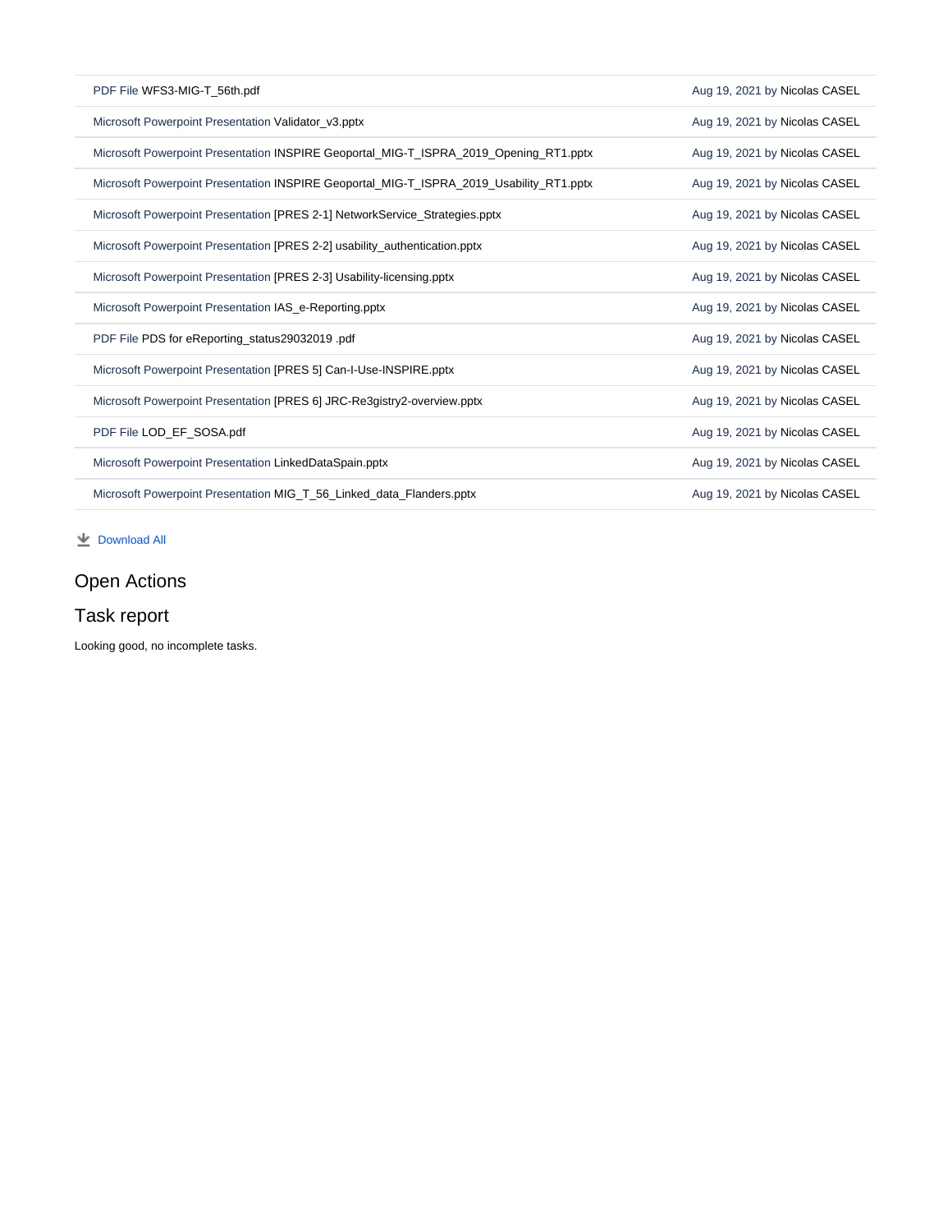| | |
|---|---|
| PDF File WFS3-MIG-T_56th.pdf | Aug 19, 2021 by Nicolas CASEL |
| Microsoft Powerpoint Presentation Validator_v3.pptx | Aug 19, 2021 by Nicolas CASEL |
| Microsoft Powerpoint Presentation INSPIRE Geoportal_MIG-T_ISPRA_2019_Opening_RT1.pptx | Aug 19, 2021 by Nicolas CASEL |
| Microsoft Powerpoint Presentation INSPIRE Geoportal_MIG-T_ISPRA_2019_Usability_RT1.pptx | Aug 19, 2021 by Nicolas CASEL |
| Microsoft Powerpoint Presentation [PRES 2-1] NetworkService_Strategies.pptx | Aug 19, 2021 by Nicolas CASEL |
| Microsoft Powerpoint Presentation [PRES 2-2] usability_authentication.pptx | Aug 19, 2021 by Nicolas CASEL |
| Microsoft Powerpoint Presentation [PRES 2-3] Usability-licensing.pptx | Aug 19, 2021 by Nicolas CASEL |
| Microsoft Powerpoint Presentation IAS_e-Reporting.pptx | Aug 19, 2021 by Nicolas CASEL |
| PDF File PDS for eReporting_status29032019 .pdf | Aug 19, 2021 by Nicolas CASEL |
| Microsoft Powerpoint Presentation [PRES 5] Can-I-Use-INSPIRE.pptx | Aug 19, 2021 by Nicolas CASEL |
| Microsoft Powerpoint Presentation [PRES 6] JRC-Re3gistry2-overview.pptx | Aug 19, 2021 by Nicolas CASEL |
| PDF File LOD_EF_SOSA.pdf | Aug 19, 2021 by Nicolas CASEL |
| Microsoft Powerpoint Presentation LinkedDataSpain.pptx | Aug 19, 2021 by Nicolas CASEL |
| Microsoft Powerpoint Presentation MIG_T_56_Linked_data_Flanders.pptx | Aug 19, 2021 by Nicolas CASEL |

Download All

## Open Actions

## Task report

Looking good, no incomplete tasks.